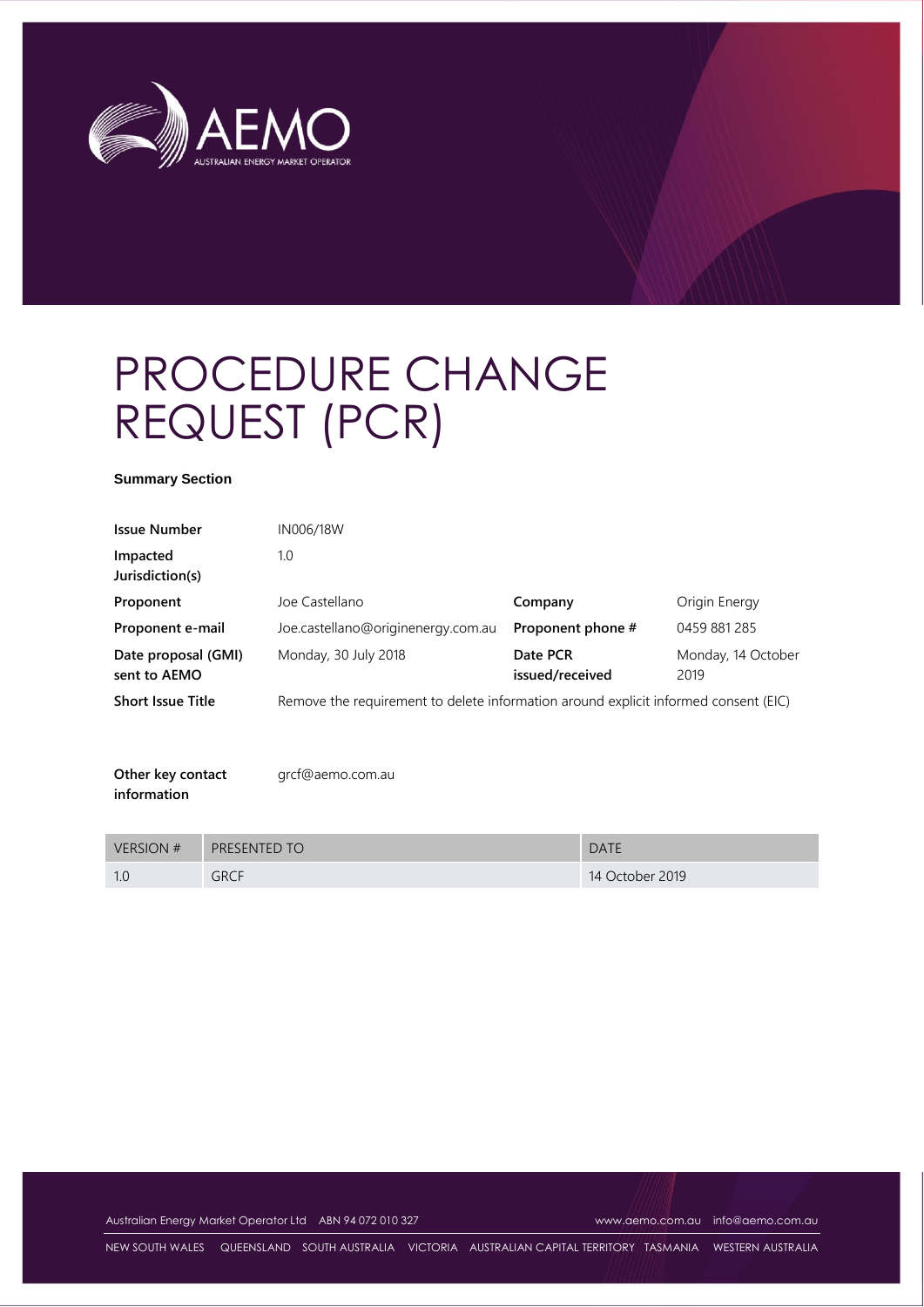# PROCEDURE CHANGE REQUEST (PCR)

**Summary Section**

| | | | |
|---|---|---|---|
| **Issue Number** | IN006/18W | | |
| **Impacted Jurisdiction(s)** | 1.0 | | |
| **Proponent** | Joe Castellano | **Company** | Origin Energy |
| **Proponent e-mail** | Joe.castellano@originenergy.com.au | **Proponent phone #** | 0459 881 285 |
| **Date proposal (GMI) sent to AEMO** | Monday, 30 July 2018 | **Date PCR issued/received** | Monday, 14 October 2019 |
| **Short Issue Title** | Remove the requirement to delete information around explicit informed consent (EIC) | | |

**Other key contact information** grcf@aemo.com.au

| VERSION # | PRESENTED TO | DATE |
|---|---|---|
| 1.0 | GRCF | 14 October 2019 |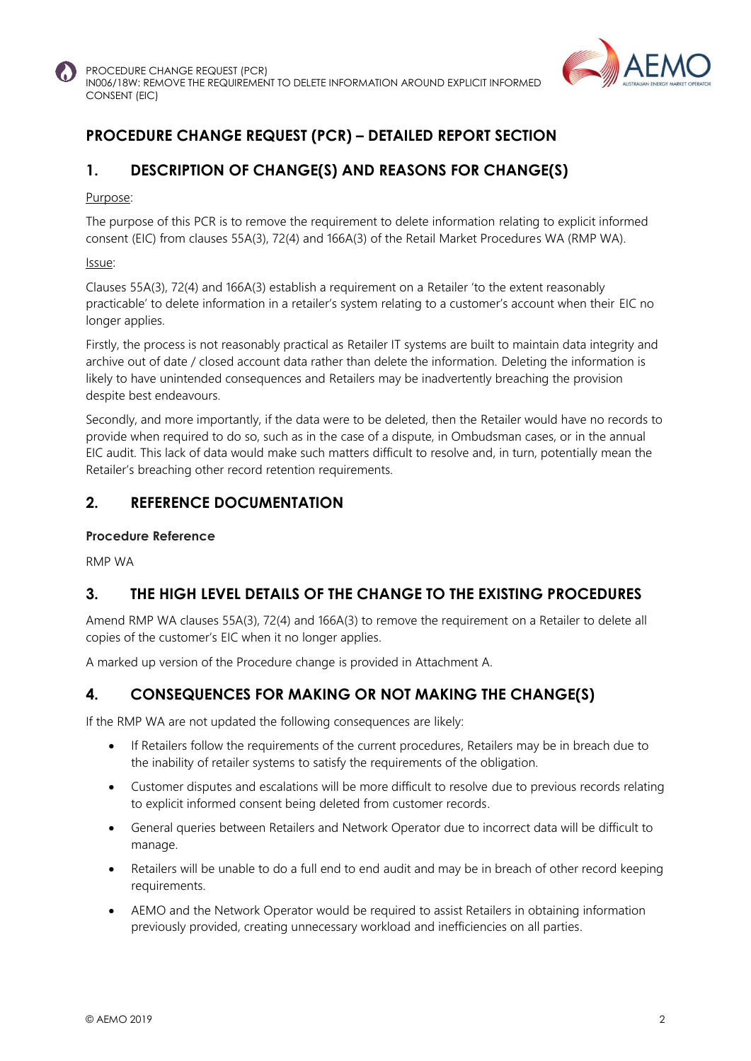# PROCEDURE CHANGE REQUEST (PCR) – DETAILED REPORT SECTION

## 1. DESCRIPTION OF CHANGE(S) AND REASONS FOR CHANGE(S)

Purpose:

The purpose of this PCR is to remove the requirement to delete information relating to explicit informed consent (EIC) from clauses 55A(3), 72(4) and 166A(3) of the Retail Market Procedures WA (RMP WA).

Issue:

Clauses 55A(3), 72(4) and 166A(3) establish a requirement on a Retailer 'to the extent reasonably practicable' to delete information in a retailer's system relating to a customer's account when their EIC no longer applies.

Firstly, the process is not reasonably practical as Retailer IT systems are built to maintain data integrity and archive out of date / closed account data rather than delete the information. Deleting the information is likely to have unintended consequences and Retailers may be inadvertently breaching the provision despite best endeavours.

Secondly, and more importantly, if the data were to be deleted, then the Retailer would have no records to provide when required to do so, such as in the case of a dispute, in Ombudsman cases, or in the annual EIC audit. This lack of data would make such matters difficult to resolve and, in turn, potentially mean the Retailer's breaching other record retention requirements.

## 2. REFERENCE DOCUMENTATION

### Procedure Reference

RMP WA

## 3. THE HIGH LEVEL DETAILS OF THE CHANGE TO THE EXISTING PROCEDURES

Amend RMP WA clauses 55A(3), 72(4) and 166A(3) to remove the requirement on a Retailer to delete all copies of the customer's EIC when it no longer applies.

A marked up version of the Procedure change is provided in Attachment A.

## 4. CONSEQUENCES FOR MAKING OR NOT MAKING THE CHANGE(S)

If the RMP WA are not updated the following consequences are likely:

- If Retailers follow the requirements of the current procedures, Retailers may be in breach due to the inability of retailer systems to satisfy the requirements of the obligation.
- Customer disputes and escalations will be more difficult to resolve due to previous records relating to explicit informed consent being deleted from customer records.
- General queries between Retailers and Network Operator due to incorrect data will be difficult to manage.
- Retailers will be unable to do a full end to end audit and may be in breach of other record keeping requirements.
- AEMO and the Network Operator would be required to assist Retailers in obtaining information previously provided, creating unnecessary workload and inefficiencies on all parties.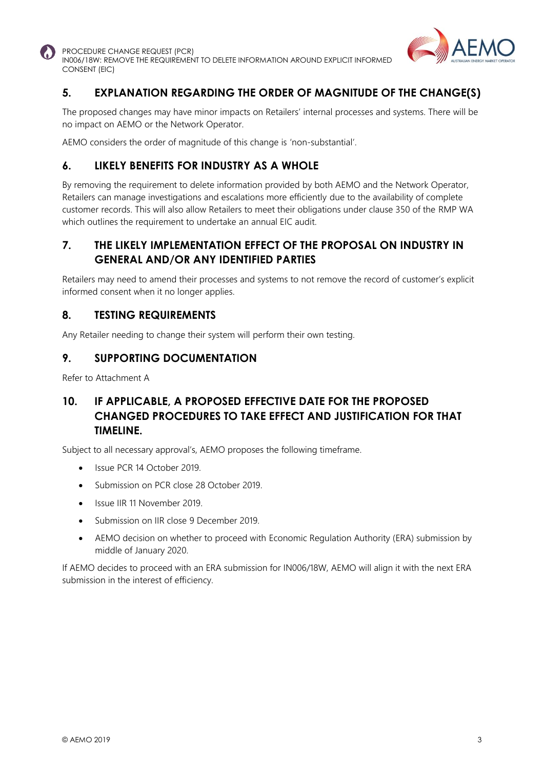## 5. EXPLANATION REGARDING THE ORDER OF MAGNITUDE OF THE CHANGE(S)

The proposed changes may have minor impacts on Retailers' internal processes and systems. There will be no impact on AEMO or the Network Operator.

AEMO considers the order of magnitude of this change is 'non-substantial'.

## 6. LIKELY BENEFITS FOR INDUSTRY AS A WHOLE

By removing the requirement to delete information provided by both AEMO and the Network Operator, Retailers can manage investigations and escalations more efficiently due to the availability of complete customer records. This will also allow Retailers to meet their obligations under clause 350 of the RMP WA which outlines the requirement to undertake an annual EIC audit.

## 7. THE LIKELY IMPLEMENTATION EFFECT OF THE PROPOSAL ON INDUSTRY IN GENERAL AND/OR ANY IDENTIFIED PARTIES

Retailers may need to amend their processes and systems to not remove the record of customer's explicit informed consent when it no longer applies.

## 8. TESTING REQUIREMENTS

Any Retailer needing to change their system will perform their own testing.

## 9. SUPPORTING DOCUMENTATION

Refer to Attachment A

## 10. IF APPLICABLE, A PROPOSED EFFECTIVE DATE FOR THE PROPOSED CHANGED PROCEDURES TO TAKE EFFECT AND JUSTIFICATION FOR THAT TIMELINE.

Subject to all necessary approval's, AEMO proposes the following timeframe.

- Issue PCR 14 October 2019.
- Submission on PCR close 28 October 2019.
- Issue IIR 11 November 2019.
- Submission on IIR close 9 December 2019.
- AEMO decision on whether to proceed with Economic Regulation Authority (ERA) submission by middle of January 2020.

If AEMO decides to proceed with an ERA submission for IN006/18W, AEMO will align it with the next ERA submission in the interest of efficiency.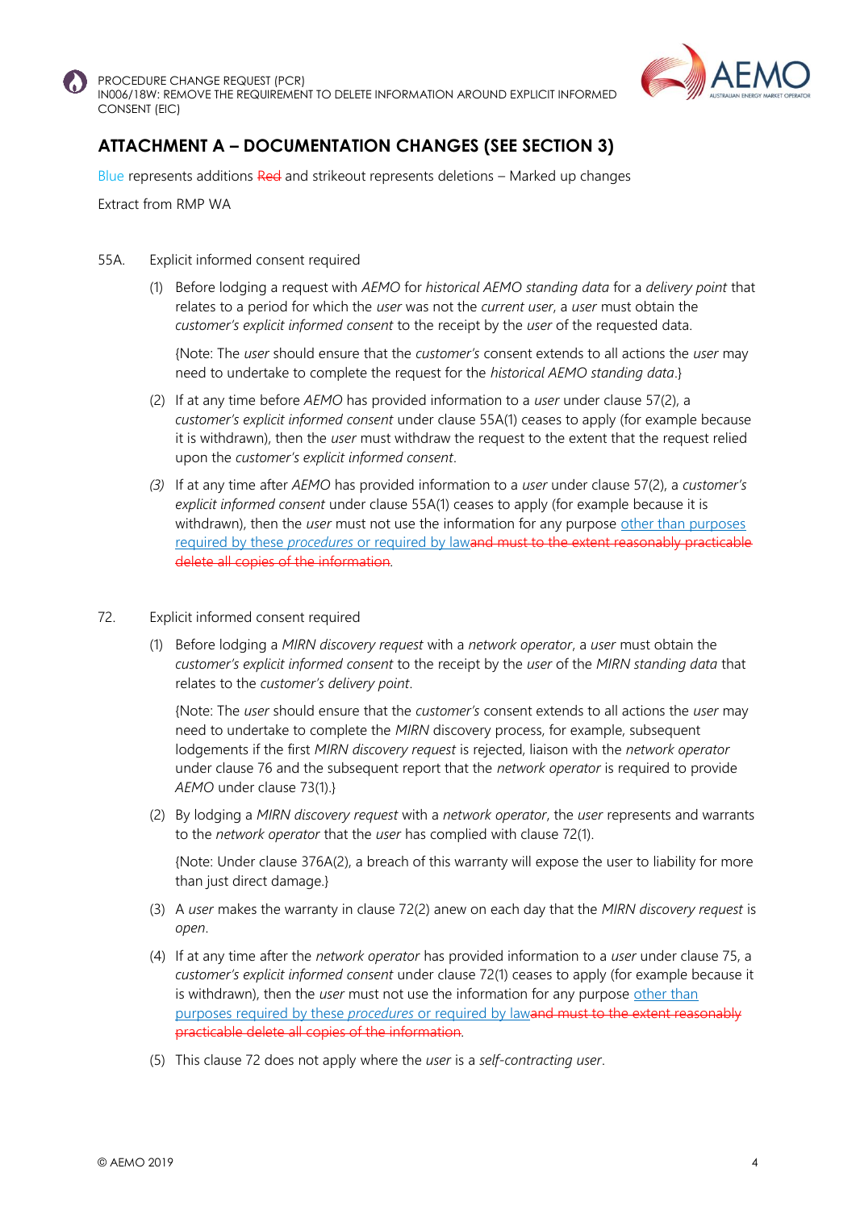## ATTACHMENT A – DOCUMENTATION CHANGES (SEE SECTION 3)

Blue represents additions ~~Red~~ and strikeout represents deletions – Marked up changes

Extract from RMP WA

55A. Explicit informed consent required

(1) Before lodging a request with *AEMO* for *historical AEMO standing data* for a *delivery point* that relates to a period for which the *user* was not the *current user*, a *user* must obtain the *customer's explicit informed consent* to the receipt by the *user* of the requested data.

{Note: The *user* should ensure that the *customer's* consent extends to all actions the *user* may need to undertake to complete the request for the *historical AEMO standing data*.}

(2) If at any time before *AEMO* has provided information to a *user* under clause 57(2), a *customer's explicit informed consent* under clause 55A(1) ceases to apply (for example because it is withdrawn), then the *user* must withdraw the request to the extent that the request relied upon the *customer's explicit informed consent*.

*(3)* If at any time after *AEMO* has provided information to a *user* under clause 57(2), a *customer's explicit informed consent* under clause 55A(1) ceases to apply (for example because it is withdrawn), then the *user* must not use the information for any purpose other than purposes required by these *procedures* or required by law~~and must to the extent reasonably practicable delete all copies of the information~~.

72. Explicit informed consent required

(1) Before lodging a *MIRN discovery request* with a *network operator*, a *user* must obtain the *customer's explicit informed consent* to the receipt by the *user* of the *MIRN standing data* that relates to the *customer's delivery point*.

{Note: The *user* should ensure that the *customer's* consent extends to all actions the *user* may need to undertake to complete the *MIRN* discovery process, for example, subsequent lodgements if the first *MIRN discovery request* is rejected, liaison with the *network operator* under clause 76 and the subsequent report that the *network operator* is required to provide *AEMO* under clause 73(1).}

(2) By lodging a *MIRN discovery request* with a *network operator*, the *user* represents and warrants to the *network operator* that the *user* has complied with clause 72(1).

{Note: Under clause 376A(2), a breach of this warranty will expose the user to liability for more than just direct damage.}

(3) A *user* makes the warranty in clause 72(2) anew on each day that the *MIRN discovery request* is *open*.

(4) If at any time after the *network operator* has provided information to a *user* under clause 75, a *customer's explicit informed consent* under clause 72(1) ceases to apply (for example because it is withdrawn), then the *user* must not use the information for any purpose other than purposes required by these *procedures* or required by law~~and must to the extent reasonably practicable delete all copies of the information~~.

(5) This clause 72 does not apply where the *user* is a *self-contracting user*.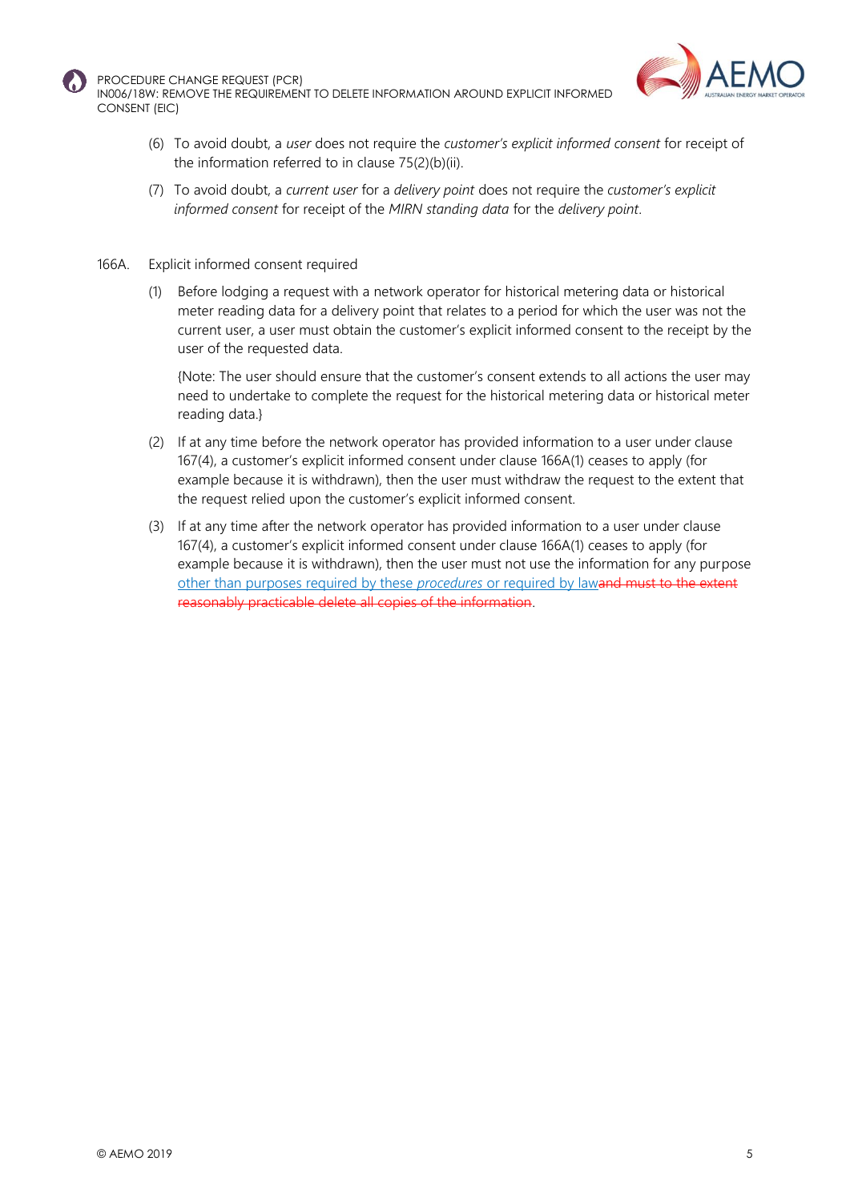(6) To avoid doubt, a *user* does not require the *customer's explicit informed consent* for receipt of the information referred to in clause 75(2)(b)(ii).

(7) To avoid doubt, a *current user* for a *delivery point* does not require the *customer's explicit informed consent* for receipt of the *MIRN standing data* for the *delivery point*.

166A. Explicit informed consent required

(1) Before lodging a request with a network operator for historical metering data or historical meter reading data for a delivery point that relates to a period for which the user was not the current user, a user must obtain the customer's explicit informed consent to the receipt by the user of the requested data.

{Note: The user should ensure that the customer's consent extends to all actions the user may need to undertake to complete the request for the historical metering data or historical meter reading data.}

(2) If at any time before the network operator has provided information to a user under clause 167(4), a customer's explicit informed consent under clause 166A(1) ceases to apply (for example because it is withdrawn), then the user must withdraw the request to the extent that the request relied upon the customer's explicit informed consent.

(3) If at any time after the network operator has provided information to a user under clause 167(4), a customer's explicit informed consent under clause 166A(1) ceases to apply (for example because it is withdrawn), then the user must not use the information for any purpose other than purposes required by these *procedures* or required by law~~and must to the extent reasonably practicable delete all copies of the information~~.